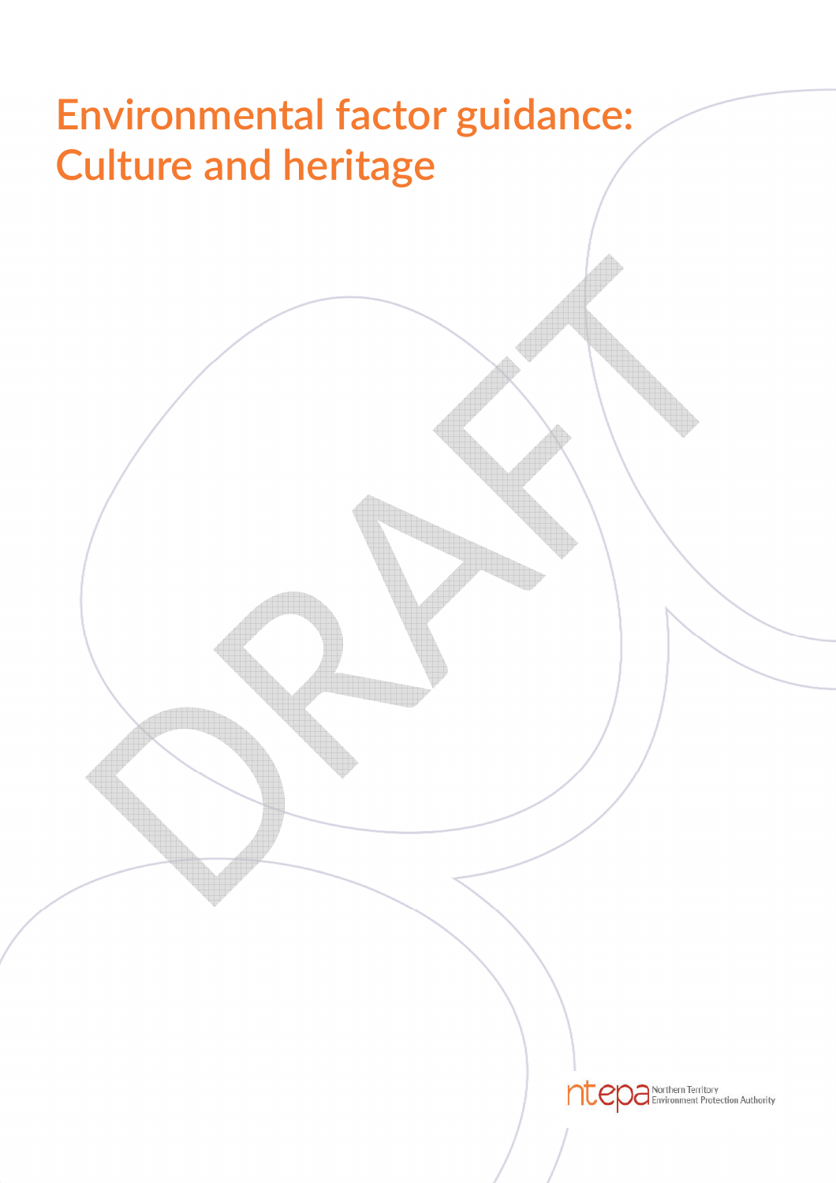# Environmental factor guidance: Culture and heritage

DRAFT

ntepa Northern Territory Environment Protection Authority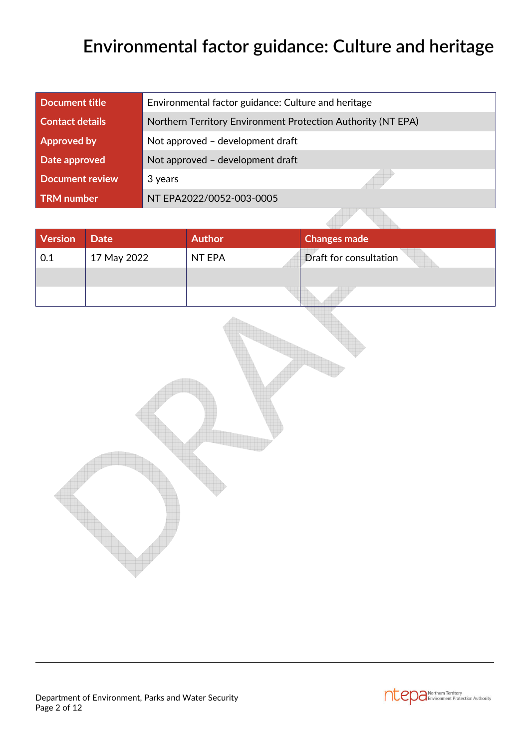# Environmental factor guidance: Culture and heritage

| Document title | Environmental factor guidance: Culture and heritage |
|---|---|
| Contact details | Northern Territory Environment Protection Authority (NT EPA) |
| Approved by | Not approved – development draft |
| Date approved | Not approved – development draft |
| Document review | 3 years |
| TRM number | NT EPA2022/0052-003-0005 |

| Version | Date | Author | Changes made |
|---|---|---|---|
| 0.1 | 17 May 2022 | NT EPA | Draft for consultation |
| | | | |
| | | | |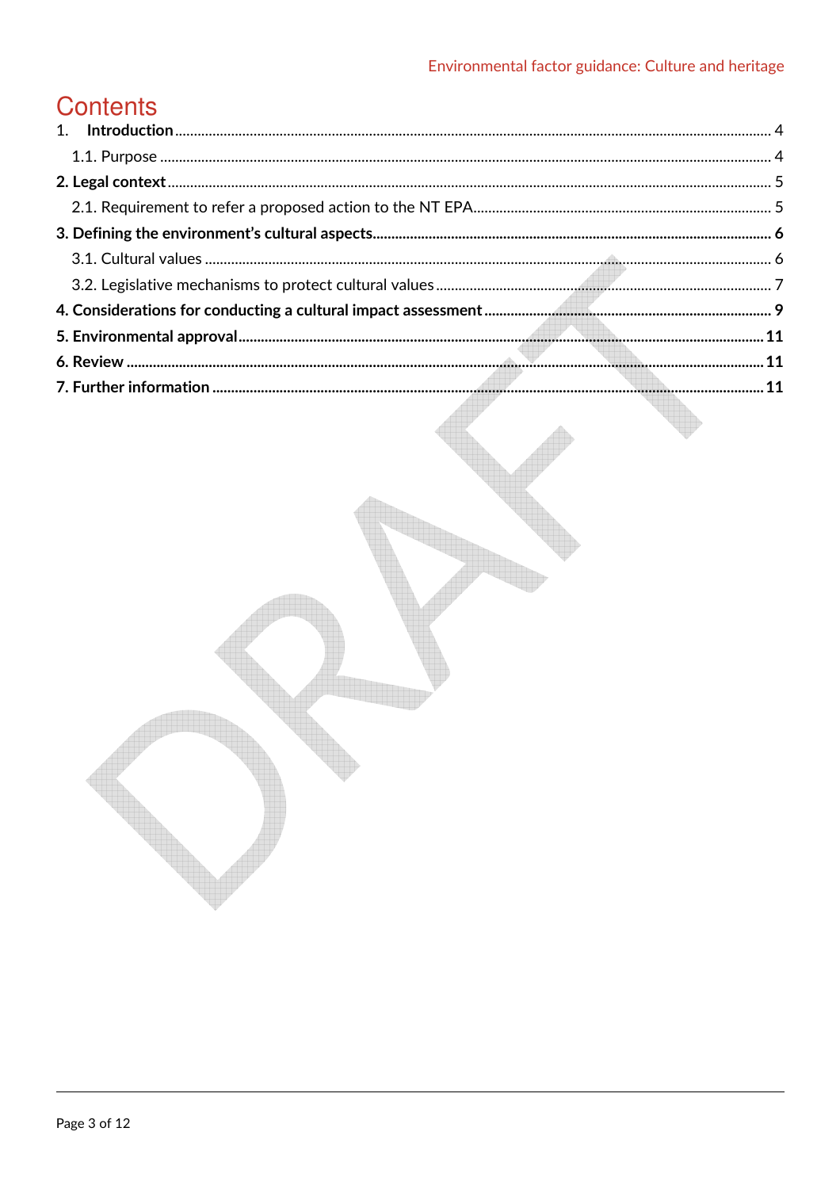# Contents

1. **Introduction** ........ 4
   1.1. Purpose ........ 4
2. **Legal context** ........ 5
   2.1. Requirement to refer a proposed action to the NT EPA ........ 5
3. **Defining the environment's cultural aspects** ........ 6
   3.1. Cultural values ........ 6
   3.2. Legislative mechanisms to protect cultural values ........ 7
4. **Considerations for conducting a cultural impact assessment** ........ 9
5. **Environmental approval** ........ 11
6. **Review** ........ 11
7. **Further information** ........ 11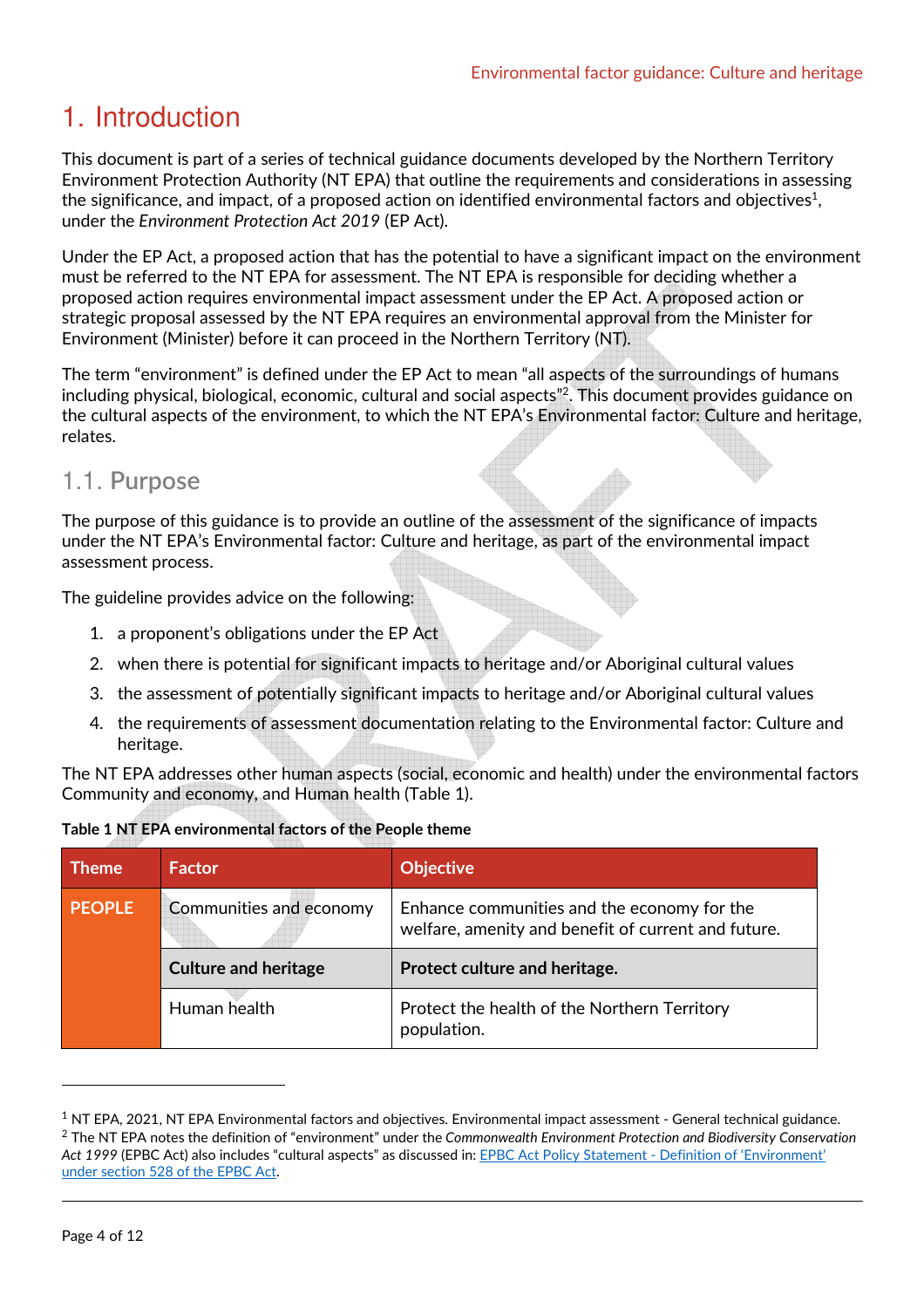# 1. Introduction

This document is part of a series of technical guidance documents developed by the Northern Territory Environment Protection Authority (NT EPA) that outline the requirements and considerations in assessing the significance, and impact, of a proposed action on identified environmental factors and objectives[1], under the *Environment Protection Act 2019* (EP Act).

Under the EP Act, a proposed action that has the potential to have a significant impact on the environment must be referred to the NT EPA for assessment. The NT EPA is responsible for deciding whether a proposed action requires environmental impact assessment under the EP Act. A proposed action or strategic proposal assessed by the NT EPA requires an environmental approval from the Minister for Environment (Minister) before it can proceed in the Northern Territory (NT).

The term "environment" is defined under the EP Act to mean "all aspects of the surroundings of humans including physical, biological, economic, cultural and social aspects"[2]. This document provides guidance on the cultural aspects of the environment, to which the NT EPA's Environmental factor: Culture and heritage, relates.

## 1.1. Purpose

The purpose of this guidance is to provide an outline of the assessment of the significance of impacts under the NT EPA's Environmental factor: Culture and heritage, as part of the environmental impact assessment process.

The guideline provides advice on the following:

1. a proponent's obligations under the EP Act
2. when there is potential for significant impacts to heritage and/or Aboriginal cultural values
3. the assessment of potentially significant impacts to heritage and/or Aboriginal cultural values
4. the requirements of assessment documentation relating to the Environmental factor: Culture and heritage.

The NT EPA addresses other human aspects (social, economic and health) under the environmental factors Community and economy, and Human health (Table 1).

**Table 1 NT EPA environmental factors of the People theme**

| Theme | Factor | Objective |
|---|---|---|
| PEOPLE | Communities and economy | Enhance communities and the economy for the welfare, amenity and benefit of current and future. |
| | **Culture and heritage** | **Protect culture and heritage.** |
| | Human health | Protect the health of the Northern Territory population. |

[1] NT EPA, 2021, NT EPA Environmental factors and objectives. Environmental impact assessment - General technical guidance.

[2] The NT EPA notes the definition of "environment" under the *Commonwealth Environment Protection and Biodiversity Conservation Act 1999* (EPBC Act) also includes "cultural aspects" as discussed in: EPBC Act Policy Statement - Definition of 'Environment' under section 528 of the EPBC Act.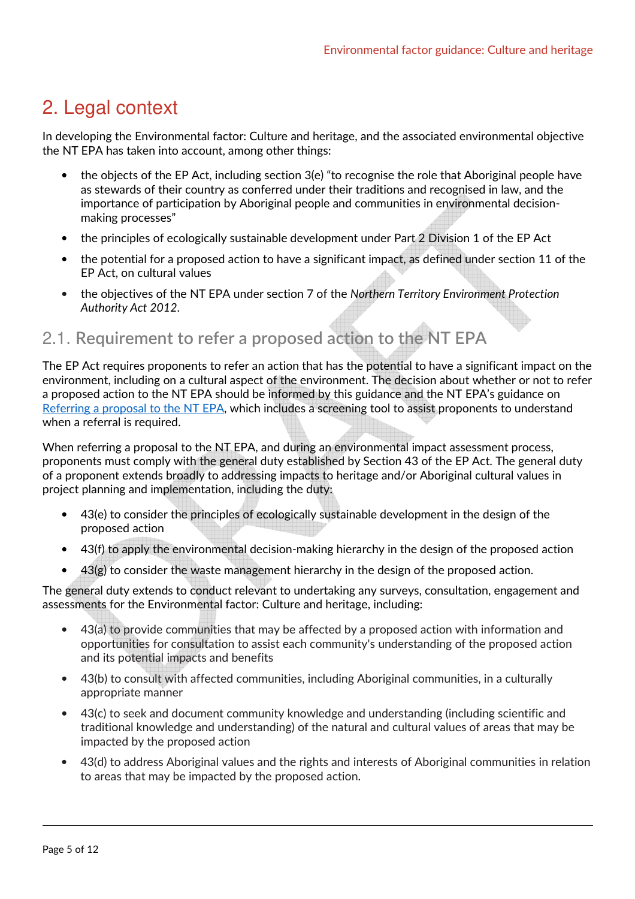# 2. Legal context

In developing the Environmental factor: Culture and heritage, and the associated environmental objective the NT EPA has taken into account, among other things:

- the objects of the EP Act, including section 3(e) "to recognise the role that Aboriginal people have as stewards of their country as conferred under their traditions and recognised in law, and the importance of participation by Aboriginal people and communities in environmental decision-making processes"
- the principles of ecologically sustainable development under Part 2 Division 1 of the EP Act
- the potential for a proposed action to have a significant impact, as defined under section 11 of the EP Act, on cultural values
- the objectives of the NT EPA under section 7 of the *Northern Territory Environment Protection Authority Act 2012*.

## 2.1. Requirement to refer a proposed action to the NT EPA

The EP Act requires proponents to refer an action that has the potential to have a significant impact on the environment, including on a cultural aspect of the environment. The decision about whether or not to refer a proposed action to the NT EPA should be informed by this guidance and the NT EPA's guidance on Referring a proposal to the NT EPA, which includes a screening tool to assist proponents to understand when a referral is required.

When referring a proposal to the NT EPA, and during an environmental impact assessment process, proponents must comply with the general duty established by Section 43 of the EP Act. The general duty of a proponent extends broadly to addressing impacts to heritage and/or Aboriginal cultural values in project planning and implementation, including the duty:

- 43(e) to consider the principles of ecologically sustainable development in the design of the proposed action
- 43(f) to apply the environmental decision-making hierarchy in the design of the proposed action
- 43(g) to consider the waste management hierarchy in the design of the proposed action.

The general duty extends to conduct relevant to undertaking any surveys, consultation, engagement and assessments for the Environmental factor: Culture and heritage, including:

- 43(a) to provide communities that may be affected by a proposed action with information and opportunities for consultation to assist each community's understanding of the proposed action and its potential impacts and benefits
- 43(b) to consult with affected communities, including Aboriginal communities, in a culturally appropriate manner
- 43(c) to seek and document community knowledge and understanding (including scientific and traditional knowledge and understanding) of the natural and cultural values of areas that may be impacted by the proposed action
- 43(d) to address Aboriginal values and the rights and interests of Aboriginal communities in relation to areas that may be impacted by the proposed action.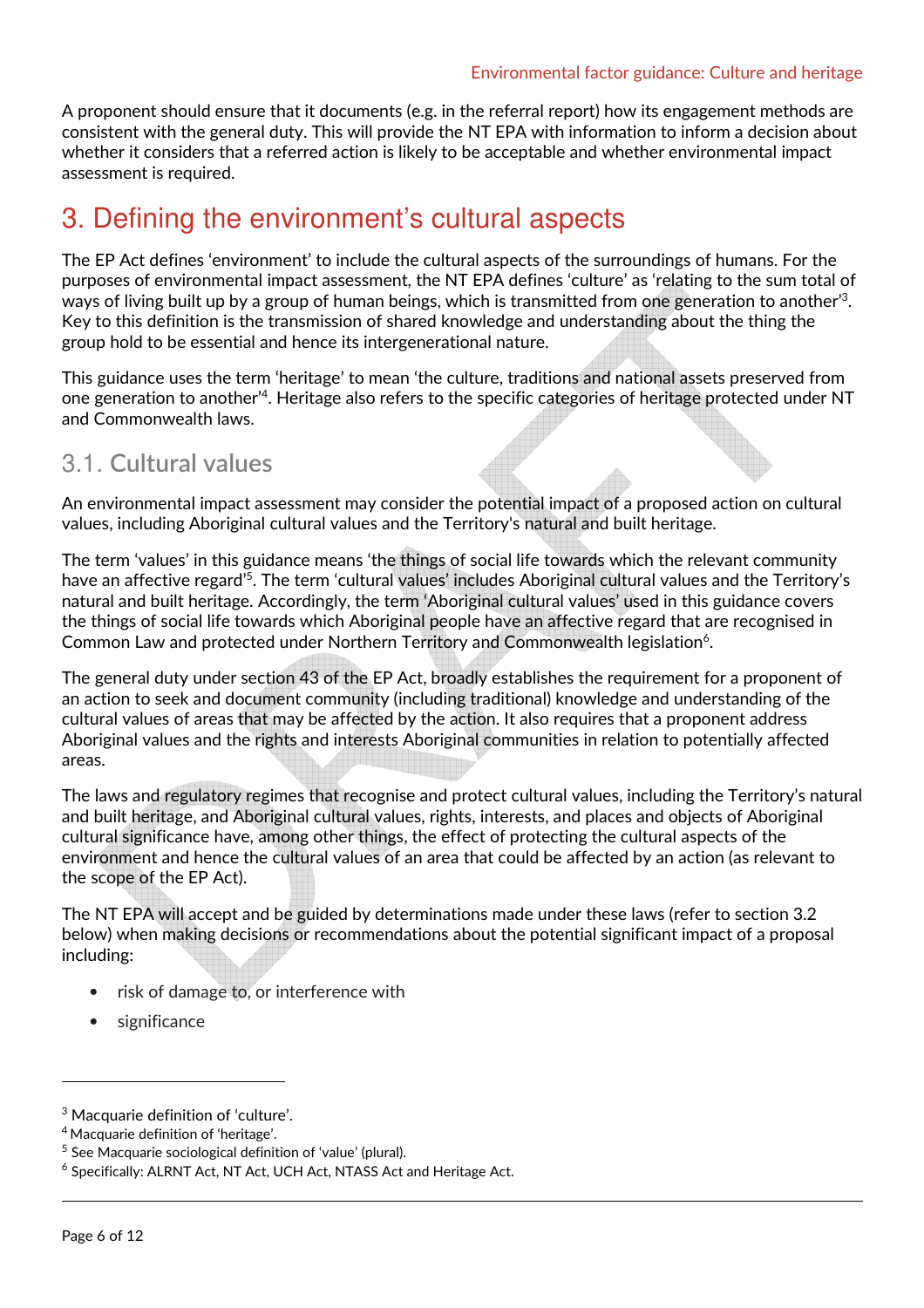A proponent should ensure that it documents (e.g. in the referral report) how its engagement methods are consistent with the general duty. This will provide the NT EPA with information to inform a decision about whether it considers that a referred action is likely to be acceptable and whether environmental impact assessment is required.

# 3. Defining the environment's cultural aspects

The EP Act defines 'environment' to include the cultural aspects of the surroundings of humans. For the purposes of environmental impact assessment, the NT EPA defines 'culture' as 'relating to the sum total of ways of living built up by a group of human beings, which is transmitted from one generation to another'[3]. Key to this definition is the transmission of shared knowledge and understanding about the thing the group hold to be essential and hence its intergenerational nature.

This guidance uses the term 'heritage' to mean 'the culture, traditions and national assets preserved from one generation to another'[4]. Heritage also refers to the specific categories of heritage protected under NT and Commonwealth laws.

## 3.1. Cultural values

An environmental impact assessment may consider the potential impact of a proposed action on cultural values, including Aboriginal cultural values and the Territory's natural and built heritage.

The term 'values' in this guidance means 'the things of social life towards which the relevant community have an affective regard'[5]. The term 'cultural values' includes Aboriginal cultural values and the Territory's natural and built heritage. Accordingly, the term 'Aboriginal cultural values' used in this guidance covers the things of social life towards which Aboriginal people have an affective regard that are recognised in Common Law and protected under Northern Territory and Commonwealth legislation[6].

The general duty under section 43 of the EP Act, broadly establishes the requirement for a proponent of an action to seek and document community (including traditional) knowledge and understanding of the cultural values of areas that may be affected by the action. It also requires that a proponent address Aboriginal values and the rights and interests Aboriginal communities in relation to potentially affected areas.

The laws and regulatory regimes that recognise and protect cultural values, including the Territory's natural and built heritage, and Aboriginal cultural values, rights, interests, and places and objects of Aboriginal cultural significance have, among other things, the effect of protecting the cultural aspects of the environment and hence the cultural values of an area that could be affected by an action (as relevant to the scope of the EP Act).

The NT EPA will accept and be guided by determinations made under these laws (refer to section 3.2 below) when making decisions or recommendations about the potential significant impact of a proposal including:

- risk of damage to, or interference with
- significance

---

[3] Macquarie definition of 'culture'.

[4] Macquarie definition of 'heritage'.

[5] See Macquarie sociological definition of 'value' (plural).

[6] Specifically: ALRNT Act, NT Act, UCH Act, NTASS Act and Heritage Act.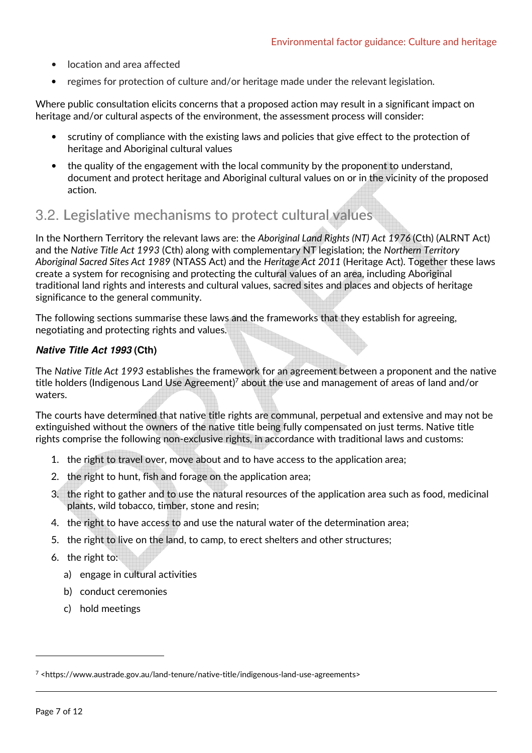- location and area affected
- regimes for protection of culture and/or heritage made under the relevant legislation.

Where public consultation elicits concerns that a proposed action may result in a significant impact on heritage and/or cultural aspects of the environment, the assessment process will consider:

- scrutiny of compliance with the existing laws and policies that give effect to the protection of heritage and Aboriginal cultural values
- the quality of the engagement with the local community by the proponent to understand, document and protect heritage and Aboriginal cultural values on or in the vicinity of the proposed action.

## 3.2. Legislative mechanisms to protect cultural values

In the Northern Territory the relevant laws are: the *Aboriginal Land Rights (NT) Act 1976* (Cth) (ALRNT Act) and the *Native Title Act 1993* (Cth) along with complementary NT legislation; the *Northern Territory Aboriginal Sacred Sites Act 1989* (NTASS Act) and the *Heritage Act 2011* (Heritage Act). Together these laws create a system for recognising and protecting the cultural values of an area, including Aboriginal traditional land rights and interests and cultural values, sacred sites and places and objects of heritage significance to the general community.

The following sections summarise these laws and the frameworks that they establish for agreeing, negotiating and protecting rights and values.

#### ***Native Title Act 1993* (Cth)**

The *Native Title Act 1993* establishes the framework for an agreement between a proponent and the native title holders (Indigenous Land Use Agreement)[7] about the use and management of areas of land and/or waters.

The courts have determined that native title rights are communal, perpetual and extensive and may not be extinguished without the owners of the native title being fully compensated on just terms. Native title rights comprise the following non-exclusive rights, in accordance with traditional laws and customs:

1. the right to travel over, move about and to have access to the application area;
2. the right to hunt, fish and forage on the application area;
3. the right to gather and to use the natural resources of the application area such as food, medicinal plants, wild tobacco, timber, stone and resin;
4. the right to have access to and use the natural water of the determination area;
5. the right to live on the land, to camp, to erect shelters and other structures;
6. the right to:
   a) engage in cultural activities
   b) conduct ceremonies
   c) hold meetings

[7] <https://www.austrade.gov.au/land-tenure/native-title/indigenous-land-use-agreements>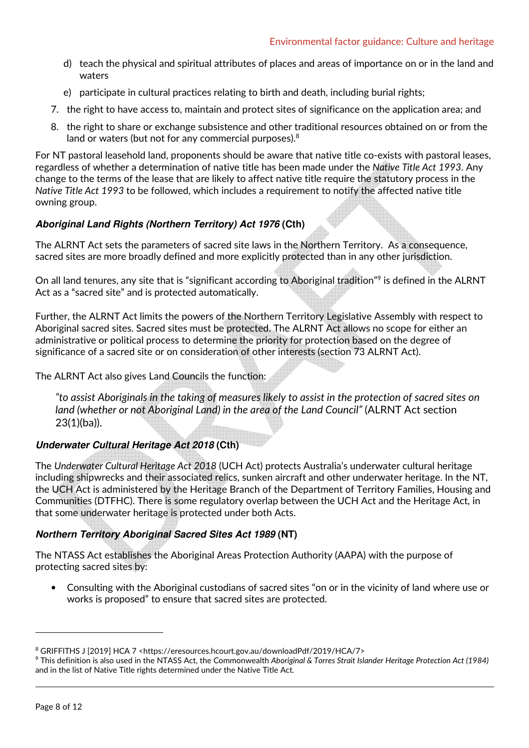d) teach the physical and spiritual attributes of places and areas of importance on or in the land and waters

   e) participate in cultural practices relating to birth and death, including burial rights;

7. the right to have access to, maintain and protect sites of significance on the application area; and
8. the right to share or exchange subsistence and other traditional resources obtained on or from the land or waters (but not for any commercial purposes).[8]

For NT pastoral leasehold land, proponents should be aware that native title co-exists with pastoral leases, regardless of whether a determination of native title has been made under the *Native Title Act 1993*. Any change to the terms of the lease that are likely to affect native title require the statutory process in the *Native Title Act 1993* to be followed, which includes a requirement to notify the affected native title owning group.

### *Aboriginal Land Rights (Northern Territory) Act 1976* (Cth)

The ALRNT Act sets the parameters of sacred site laws in the Northern Territory. As a consequence, sacred sites are more broadly defined and more explicitly protected than in any other jurisdiction.

On all land tenures, any site that is "significant according to Aboriginal tradition"[9] is defined in the ALRNT Act as a "sacred site" and is protected automatically.

Further, the ALRNT Act limits the powers of the Northern Territory Legislative Assembly with respect to Aboriginal sacred sites. Sacred sites must be protected. The ALRNT Act allows no scope for either an administrative or political process to determine the priority for protection based on the degree of significance of a sacred site or on consideration of other interests (section 73 ALRNT Act).

The ALRNT Act also gives Land Councils the function:

> *"to assist Aboriginals in the taking of measures likely to assist in the protection of sacred sites on land (whether or not Aboriginal Land) in the area of the Land Council"* (ALRNT Act section 23(1)(ba)).

### *Underwater Cultural Heritage Act 2018* (Cth)

The *Underwater Cultural Heritage Act 2018* (UCH Act) protects Australia's underwater cultural heritage including shipwrecks and their associated relics, sunken aircraft and other underwater heritage. In the NT, the UCH Act is administered by the Heritage Branch of the Department of Territory Families, Housing and Communities (DTFHC). There is some regulatory overlap between the UCH Act and the Heritage Act, in that some underwater heritage is protected under both Acts.

### *Northern Territory Aboriginal Sacred Sites Act 1989* (NT)

The NTASS Act establishes the Aboriginal Areas Protection Authority (AAPA) with the purpose of protecting sacred sites by:

- Consulting with the Aboriginal custodians of sacred sites "on or in the vicinity of land where use or works is proposed" to ensure that sacred sites are protected.

---

[8] GRIFFITHS J [2019] HCA 7 <https://eresources.hcourt.gov.au/downloadPdf/2019/HCA/7>

[9] This definition is also used in the NTASS Act, the Commonwealth *Aboriginal & Torres Strait Islander Heritage Protection Act (1984)* and in the list of Native Title rights determined under the Native Title Act.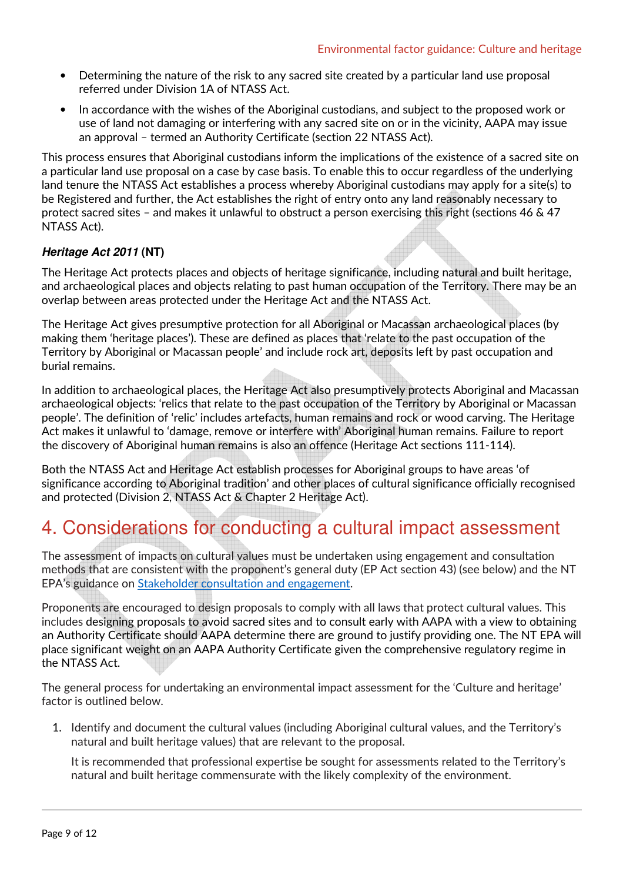- Determining the nature of the risk to any sacred site created by a particular land use proposal referred under Division 1A of NTASS Act.
- In accordance with the wishes of the Aboriginal custodians, and subject to the proposed work or use of land not damaging or interfering with any sacred site on or in the vicinity, AAPA may issue an approval – termed an Authority Certificate (section 22 NTASS Act).

This process ensures that Aboriginal custodians inform the implications of the existence of a sacred site on a particular land use proposal on a case by case basis. To enable this to occur regardless of the underlying land tenure the NTASS Act establishes a process whereby Aboriginal custodians may apply for a site(s) to be Registered and further, the Act establishes the right of entry onto any land reasonably necessary to protect sacred sites – and makes it unlawful to obstruct a person exercising this right (sections 46 & 47 NTASS Act).

### *Heritage Act 2011* (NT)

The Heritage Act protects places and objects of heritage significance, including natural and built heritage, and archaeological places and objects relating to past human occupation of the Territory. There may be an overlap between areas protected under the Heritage Act and the NTASS Act.

The Heritage Act gives presumptive protection for all Aboriginal or Macassan archaeological places (by making them 'heritage places'). These are defined as places that 'relate to the past occupation of the Territory by Aboriginal or Macassan people' and include rock art, deposits left by past occupation and burial remains.

In addition to archaeological places, the Heritage Act also presumptively protects Aboriginal and Macassan archaeological objects: 'relics that relate to the past occupation of the Territory by Aboriginal or Macassan people'. The definition of 'relic' includes artefacts, human remains and rock or wood carving. The Heritage Act makes it unlawful to 'damage, remove or interfere with' Aboriginal human remains. Failure to report the discovery of Aboriginal human remains is also an offence (Heritage Act sections 111-114).

Both the NTASS Act and Heritage Act establish processes for Aboriginal groups to have areas 'of significance according to Aboriginal tradition' and other places of cultural significance officially recognised and protected (Division 2, NTASS Act & Chapter 2 Heritage Act).

## 4. Considerations for conducting a cultural impact assessment

The assessment of impacts on cultural values must be undertaken using engagement and consultation methods that are consistent with the proponent's general duty (EP Act section 43) (see below) and the NT EPA's guidance on Stakeholder consultation and engagement.

Proponents are encouraged to design proposals to comply with all laws that protect cultural values. This includes designing proposals to avoid sacred sites and to consult early with AAPA with a view to obtaining an Authority Certificate should AAPA determine there are ground to justify providing one. The NT EPA will place significant weight on an AAPA Authority Certificate given the comprehensive regulatory regime in the NTASS Act.

The general process for undertaking an environmental impact assessment for the 'Culture and heritage' factor is outlined below.

1. Identify and document the cultural values (including Aboriginal cultural values, and the Territory's natural and built heritage values) that are relevant to the proposal.

   It is recommended that professional expertise be sought for assessments related to the Territory's natural and built heritage commensurate with the likely complexity of the environment.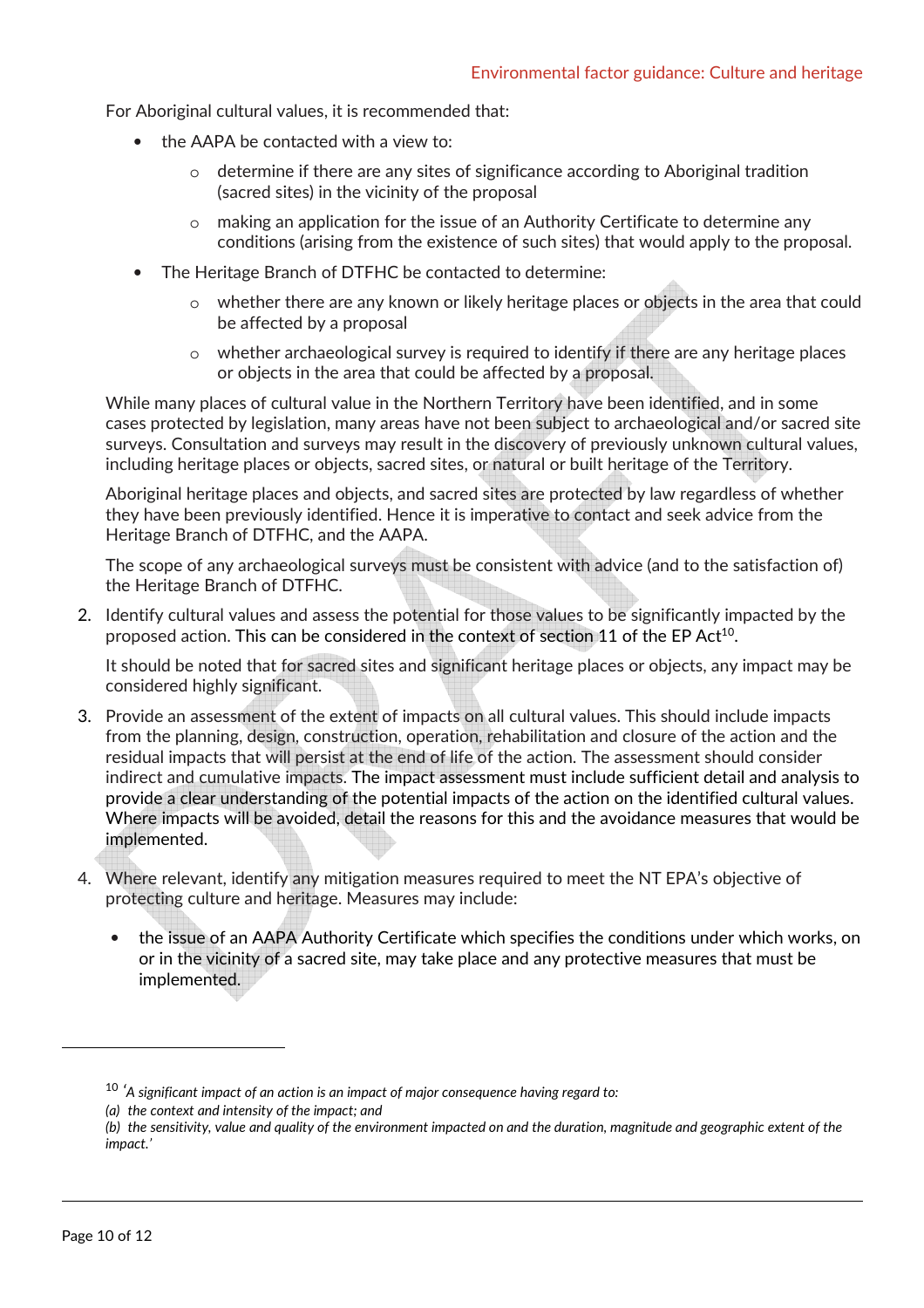For Aboriginal cultural values, it is recommended that:

- the AAPA be contacted with a view to:
  - determine if there are any sites of significance according to Aboriginal tradition (sacred sites) in the vicinity of the proposal
  - making an application for the issue of an Authority Certificate to determine any conditions (arising from the existence of such sites) that would apply to the proposal.
- The Heritage Branch of DTFHC be contacted to determine:
  - whether there are any known or likely heritage places or objects in the area that could be affected by a proposal
  - whether archaeological survey is required to identify if there are any heritage places or objects in the area that could be affected by a proposal.

While many places of cultural value in the Northern Territory have been identified, and in some cases protected by legislation, many areas have not been subject to archaeological and/or sacred site surveys. Consultation and surveys may result in the discovery of previously unknown cultural values, including heritage places or objects, sacred sites, or natural or built heritage of the Territory.

Aboriginal heritage places and objects, and sacred sites are protected by law regardless of whether they have been previously identified. Hence it is imperative to contact and seek advice from the Heritage Branch of DTFHC, and the AAPA.

The scope of any archaeological surveys must be consistent with advice (and to the satisfaction of) the Heritage Branch of DTFHC.

2. Identify cultural values and assess the potential for those values to be significantly impacted by the proposed action. This can be considered in the context of section 11 of the EP Act[10].

   It should be noted that for sacred sites and significant heritage places or objects, any impact may be considered highly significant.

3. Provide an assessment of the extent of impacts on all cultural values. This should include impacts from the planning, design, construction, operation, rehabilitation and closure of the action and the residual impacts that will persist at the end of life of the action. The assessment should consider indirect and cumulative impacts. The impact assessment must include sufficient detail and analysis to provide a clear understanding of the potential impacts of the action on the identified cultural values. Where impacts will be avoided, detail the reasons for this and the avoidance measures that would be implemented.

4. Where relevant, identify any mitigation measures required to meet the NT EPA's objective of protecting culture and heritage. Measures may include:

   - the issue of an AAPA Authority Certificate which specifies the conditions under which works, on or in the vicinity of a sacred site, may take place and any protective measures that must be implemented.

---

[10] *'A significant impact of an action is an impact of major consequence having regard to:*
*(a) the context and intensity of the impact; and*
*(b) the sensitivity, value and quality of the environment impacted on and the duration, magnitude and geographic extent of the impact.'*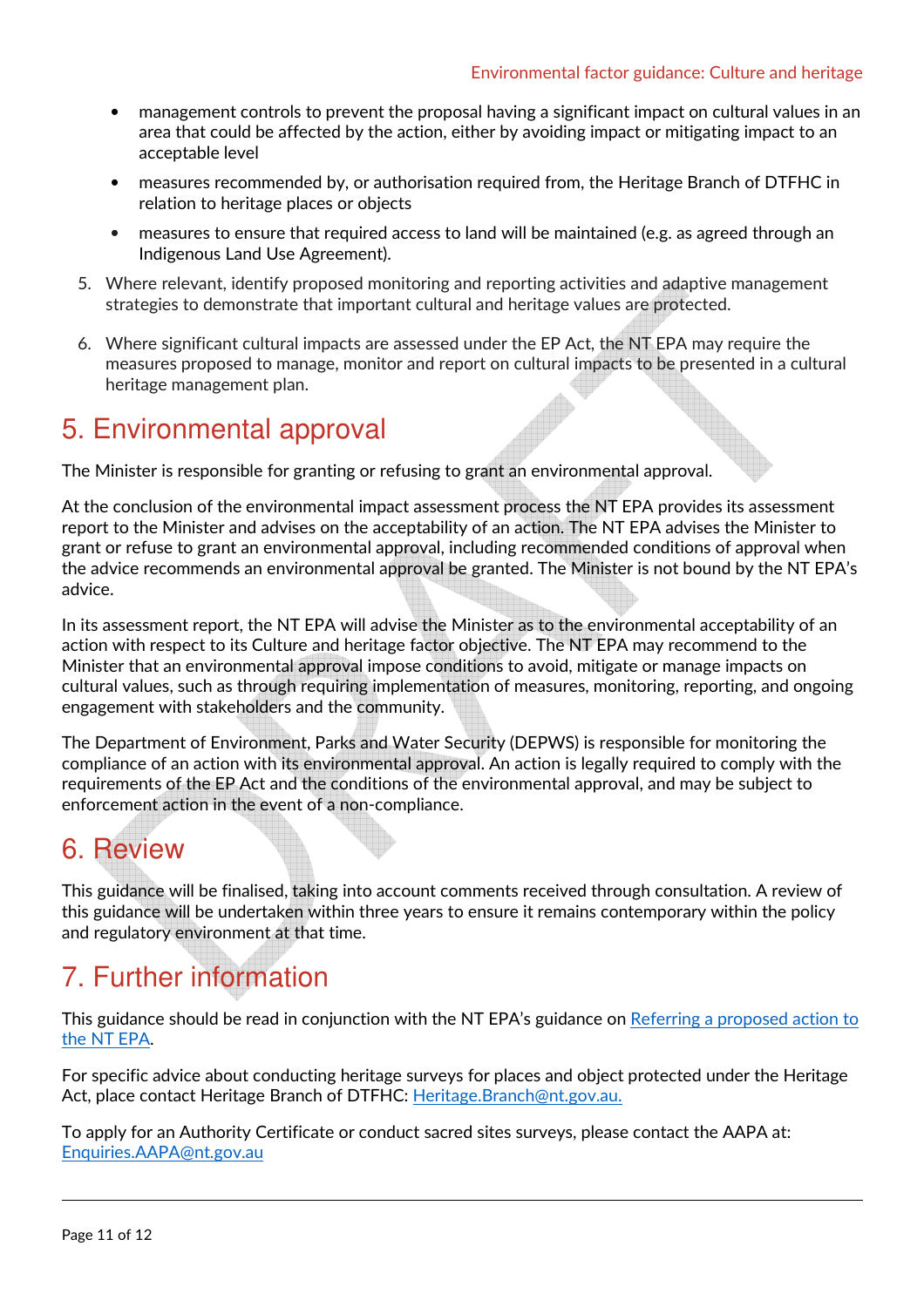- management controls to prevent the proposal having a significant impact on cultural values in an area that could be affected by the action, either by avoiding impact or mitigating impact to an acceptable level
- measures recommended by, or authorisation required from, the Heritage Branch of DTFHC in relation to heritage places or objects
- measures to ensure that required access to land will be maintained (e.g. as agreed through an Indigenous Land Use Agreement).

5. Where relevant, identify proposed monitoring and reporting activities and adaptive management strategies to demonstrate that important cultural and heritage values are protected.
6. Where significant cultural impacts are assessed under the EP Act, the NT EPA may require the measures proposed to manage, monitor and report on cultural impacts to be presented in a cultural heritage management plan.

# 5. Environmental approval

The Minister is responsible for granting or refusing to grant an environmental approval.

At the conclusion of the environmental impact assessment process the NT EPA provides its assessment report to the Minister and advises on the acceptability of an action. The NT EPA advises the Minister to grant or refuse to grant an environmental approval, including recommended conditions of approval when the advice recommends an environmental approval be granted. The Minister is not bound by the NT EPA's advice.

In its assessment report, the NT EPA will advise the Minister as to the environmental acceptability of an action with respect to its Culture and heritage factor objective. The NT EPA may recommend to the Minister that an environmental approval impose conditions to avoid, mitigate or manage impacts on cultural values, such as through requiring implementation of measures, monitoring, reporting, and ongoing engagement with stakeholders and the community.

The Department of Environment, Parks and Water Security (DEPWS) is responsible for monitoring the compliance of an action with its environmental approval. An action is legally required to comply with the requirements of the EP Act and the conditions of the environmental approval, and may be subject to enforcement action in the event of a non-compliance.

# 6. Review

This guidance will be finalised, taking into account comments received through consultation. A review of this guidance will be undertaken within three years to ensure it remains contemporary within the policy and regulatory environment at that time.

# 7. Further information

This guidance should be read in conjunction with the NT EPA's guidance on [Referring a proposed action to the NT EPA](#).

For specific advice about conducting heritage surveys for places and object protected under the Heritage Act, place contact Heritage Branch of DTFHC: [Heritage.Branch@nt.gov.au.](mailto:Heritage.Branch@nt.gov.au)

To apply for an Authority Certificate or conduct sacred sites surveys, please contact the AAPA at: [Enquiries.AAPA@nt.gov.au](mailto:Enquiries.AAPA@nt.gov.au)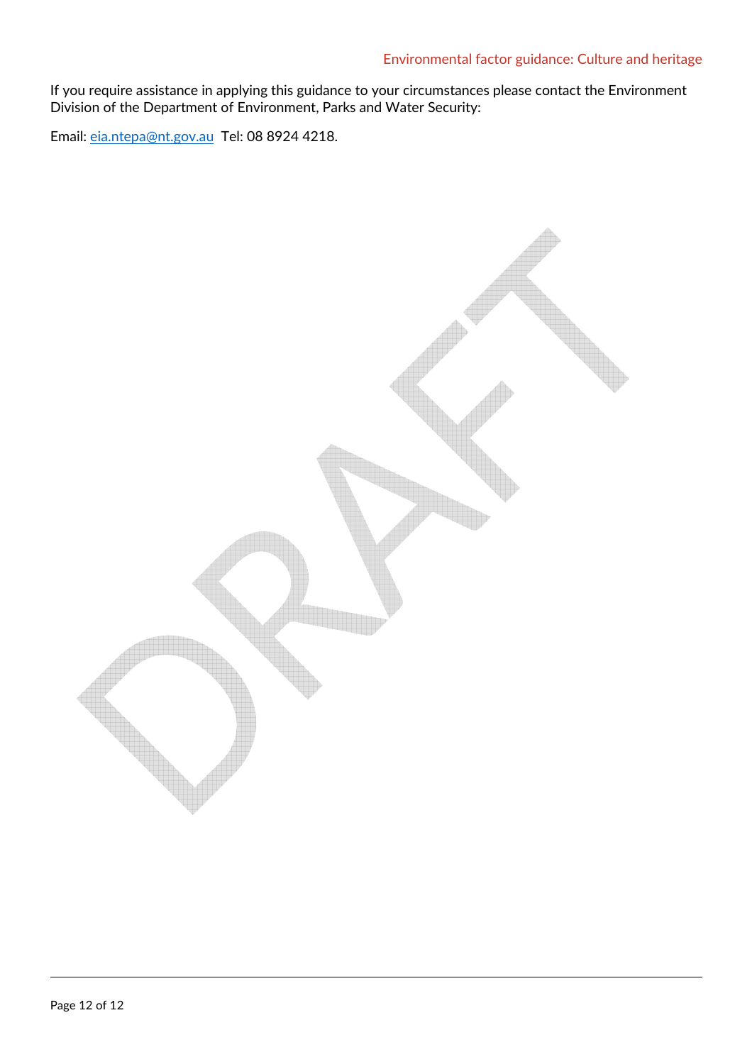If you require assistance in applying this guidance to your circumstances please contact the Environment Division of the Department of Environment, Parks and Water Security:

Email: eia.ntepa@nt.gov.au Tel: 08 8924 4218.